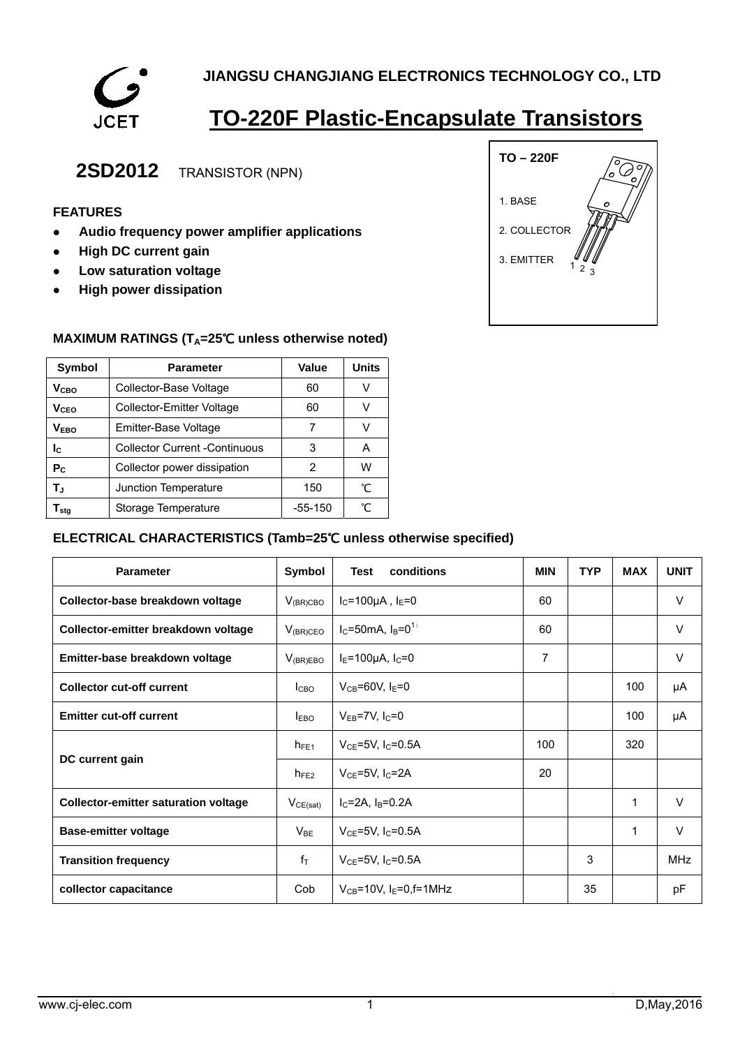JIANGSU CHANGJIANG ELECTRONICS TECHNOLOGY CO., LTD

# TO-220F Plastic-Encapsulate Transistors

## 2SD2012 TRANSISTOR (NPN)

**TO – 220F**

1. BASE
2. COLLECTOR
3. EMITTER

### FEATURES

- **Audio frequency power amplifier applications**
- **High DC current gain**
- **Low saturation voltage**
- **High power dissipation**

### MAXIMUM RATINGS ($T_A$=25℃ unless otherwise noted)

| Symbol | Parameter | Value | Units |
|---|---|---|---|
| $V_{CBO}$ | Collector-Base Voltage | 60 | V |
| $V_{CEO}$ | Collector-Emitter Voltage | 60 | V |
| $V_{EBO}$ | Emitter-Base Voltage | 7 | V |
| $I_C$ | Collector Current -Continuous | 3 | A |
| $P_C$ | Collector power dissipation | 2 | W |
| $T_J$ | Junction Temperature | 150 | ℃ |
| $T_{stg}$ | Storage Temperature | -55-150 | ℃ |

### ELECTRICAL CHARACTERISTICS (Tamb=25℃ unless otherwise specified)

| Parameter | Symbol | Test conditions | MIN | TYP | MAX | UNIT |
|---|---|---|---|---|---|---|
| **Collector-base breakdown voltage** | $V_{(BR)CBO}$ | $I_C$=100μA , $I_E$=0 | 60 | | | V |
| **Collector-emitter breakdown voltage** | $V_{(BR)CEO}$ | $I_C$=50mA, $I_B$=0[1] | 60 | | | V |
| **Emitter-base breakdown voltage** | $V_{(BR)EBO}$ | $I_E$=100μA, $I_C$=0 | 7 | | | V |
| **Collector cut-off current** | $I_{CBO}$ | $V_{CB}$=60V, $I_E$=0 | | | 100 | μA |
| **Emitter cut-off current** | $I_{EBO}$ | $V_{EB}$=7V, $I_C$=0 | | | 100 | μA |
| **DC current gain** | $h_{FE1}$ | $V_{CE}$=5V, $I_C$=0.5A | 100 | | 320 | |
| | $h_{FE2}$ | $V_{CE}$=5V, $I_C$=2A | 20 | | | |
| **Collector-emitter saturation voltage** | $V_{CE(sat)}$ | $I_C$=2A, $I_B$=0.2A | | | 1 | V |
| **Base-emitter voltage** | $V_{BE}$ | $V_{CE}$=5V, $I_C$=0.5A | | | 1 | V |
| **Transition frequency** | $f_T$ | $V_{CE}$=5V, $I_C$=0.5A | | 3 | | MHz |
| **collector capacitance** | Cob | $V_{CB}$=10V, $I_E$=0,f=1MHz | | 35 | | pF |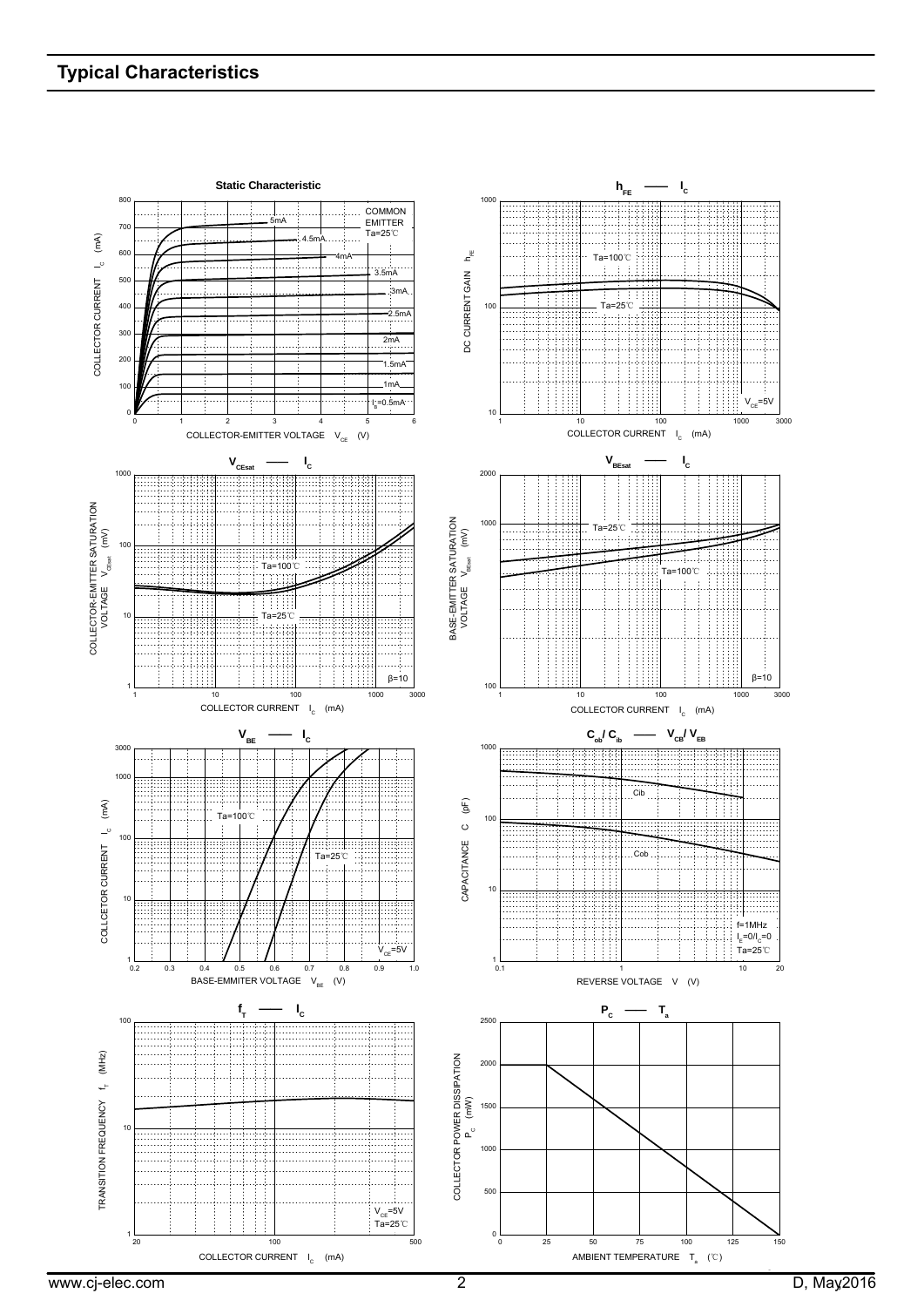## Typical Characteristics

**Static Characteristic**

COMMON EMITTER
Ta=25℃

COLLECTOR CURRENT $I_C$ (mA)

COLLECTOR-EMITTER VOLTAGE $V_{CE}$ (V)

$I_B$=0.5mA, 1mA, 1.5mA, 2mA, 2.5mA, 3mA, 3.5mA, 4mA, 4.5mA, 5mA

**$h_{FE}$ —— $I_C$**

DC CURRENT GAIN $h_{FE}$

COLLECTOR CURRENT $I_C$ (mA)

Ta=100℃
Ta=25℃
$V_{CE}$=5V

**$V_{CEsat}$ —— $I_C$**

COLLECTOR-EMITTER SATURATION VOLTAGE $V_{CEsat}$ (mV)

COLLECTOR CURRENT $I_C$ (mA)

Ta=100℃
Ta=25℃
β=10

**$V_{BEsat}$ —— $I_C$**

BASE-EMITTER SATURATION VOLTAGE $V_{BEsat}$ (mV)

COLLECTOR CURRENT $I_C$ (mA)

Ta=25℃
Ta=100℃
β=10

**$V_{BE}$ —— $I_C$**

COLLCETOR CURRENT $I_C$ (mA)

BASE-EMMITER VOLTAGE $V_{BE}$ (V)

Ta=100℃
Ta=25℃
$V_{CE}$=5V

**$C_{ob}$/ $C_{ib}$ —— $V_{CB}$/ $V_{EB}$**

CAPACITANCE C (pF)

REVERSE VOLTAGE V (V)

Cib
Cob
f=1MHz
$I_E$=0/$I_C$=0
Ta=25℃

**$f_T$ —— $I_C$**

TRANSITION FREQUENCY $f_T$ (MHz)

COLLECTOR CURRENT $I_C$ (mA)

$V_{CE}$=5V
Ta=25℃

**$P_C$ —— $T_a$**

COLLECTOR POWER DISSIPATION $P_C$ (mW)

AMBIENT TEMPERATURE $T_a$ (℃)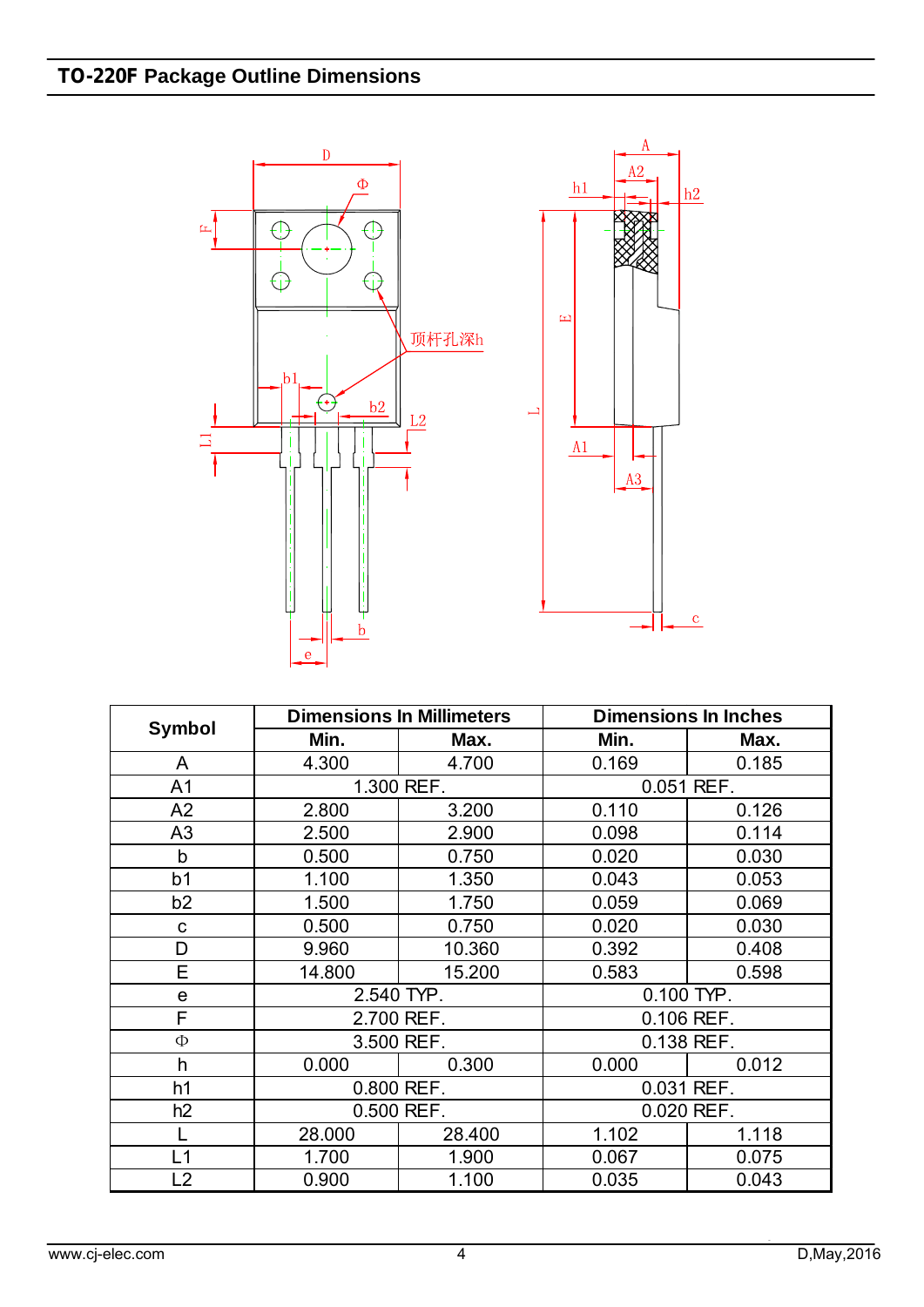## TO-220F Package Outline Dimensions

D

Φ

F

顶杆孔深h

b1

b2

L2

L1

b

e

A

A2

h1

h2

E

L

A1

A3

c

| Symbol | Dimensions In Millimeters | | Dimensions In Inches | |
|---|---|---|---|---|
| | Min. | Max. | Min. | Max. |
| A | 4.300 | 4.700 | 0.169 | 0.185 |
| A1 | 1.300 REF. | | 0.051 REF. | |
| A2 | 2.800 | 3.200 | 0.110 | 0.126 |
| A3 | 2.500 | 2.900 | 0.098 | 0.114 |
| b | 0.500 | 0.750 | 0.020 | 0.030 |
| b1 | 1.100 | 1.350 | 0.043 | 0.053 |
| b2 | 1.500 | 1.750 | 0.059 | 0.069 |
| c | 0.500 | 0.750 | 0.020 | 0.030 |
| D | 9.960 | 10.360 | 0.392 | 0.408 |
| E | 14.800 | 15.200 | 0.583 | 0.598 |
| e | 2.540 TYP. | | 0.100 TYP. | |
| F | 2.700 REF. | | 0.106 REF. | |
| Φ | 3.500 REF. | | 0.138 REF. | |
| h | 0.000 | 0.300 | 0.000 | 0.012 |
| h1 | 0.800 REF. | | 0.031 REF. | |
| h2 | 0.500 REF. | | 0.020 REF. | |
| L | 28.000 | 28.400 | 1.102 | 1.118 |
| L1 | 1.700 | 1.900 | 0.067 | 0.075 |
| L2 | 0.900 | 1.100 | 0.035 | 0.043 |